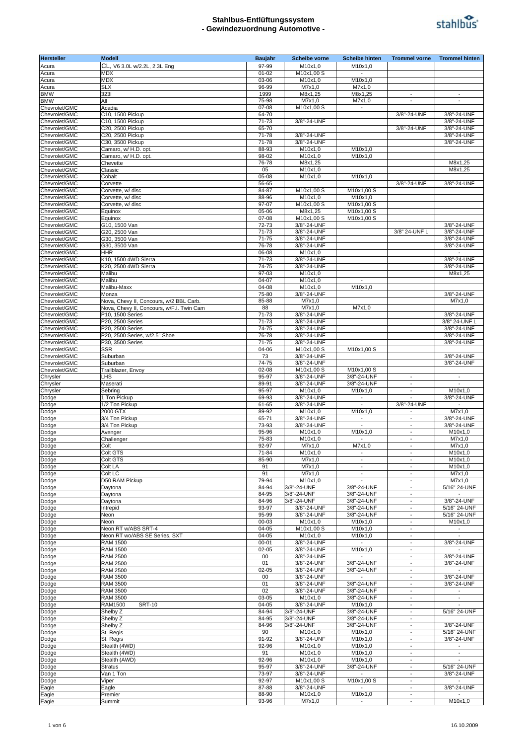# Stahlbus-Entlüftungssystem
# - Gewindezuordnung Automotive -

| Hersteller | Modell | Baujahr | Scheibe vorne | Scheibe hinten | Trommel vorne | Trommel hinten |
|---|---|---|---|---|---|---|
| Acura | CL, V6 3.0L w/2.2L, 2.3L Eng | 97-99 | M10x1,0 | M10x1,0 | | |
| Acura | MDX | 01-02 | M10x1,00 S | - | | |
| Acura | MDX | 03-06 | M10x1,0 | M10x1,0 | | |
| Acura | SLX | 96-99 | M7x1,0 | M7x1,0 | | |
| BMW | 323I | 1999 | M8x1,25 | M8x1,25 | - | - |
| BMW | All | 75-98 | M7x1,0 | M7x1,0 | - | - |
| Chevrolet/GMC | Acadia | 07-08 | M10x1,00 S | - | | |
| Chevrolet/GMC | C10, 1500 Pickup | 64-70 | | | 3/8"-24-UNF | 3/8"-24-UNF |
| Chevrolet/GMC | C10, 1500 Pickup | 71-73 | 3/8"-24-UNF | | | 3/8"-24-UNF |
| Chevrolet/GMC | C20, 2500 Pickup | 65-70 | | | 3/8"-24-UNF | 3/8"-24-UNF |
| Chevrolet/GMC | C20, 2500 Pickup | 71-78 | 3/8"-24-UNF | | | 3/8"-24-UNF |
| Chevrolet/GMC | C30, 3500 Pickup | 71-78 | 3/8"-24-UNF | | | 3/8"-24-UNF |
| Chevrolet/GMC | Camaro, w/ H.D. opt. | 88-93 | M10x1,0 | M10x1,0 | | |
| Chevrolet/GMC | Camaro, w/ H.D. opt. | 98-02 | M10x1,0 | M10x1,0 | | |
| Chevrolet/GMC | Chevette | 76-78 | M8x1,25 | | | M8x1,25 |
| Chevrolet/GMC | Classic | 05 | M10x1,0 | | | M8x1,25 |
| Chevrolet/GMC | Cobalt | 05-08 | M10x1,0 | M10x1,0 | | |
| Chevrolet/GMC | Corvette | 56-65 | | | 3/8"-24-UNF | 3/8"-24-UNF |
| Chevrolet/GMC | Corvette, w/ disc | 84-87 | M10x1,00 S | M10x1,00 S | | |
| Chevrolet/GMC | Corvette, w/ disc | 88-96 | M10x1,0 | M10x1,0 | | |
| Chevrolet/GMC | Corvette, w/ disc | 97-07 | M10x1,00 S | M10x1,00 S | | |
| Chevrolet/GMC | Equinox | 05-06 | M8x1,25 | M10x1,00 S | | |
| Chevrolet/GMC | Equinox | 07-08 | M10x1,00 S | M10x1,00 S | | |
| Chevrolet/GMC | G10, 1500 Van | 72-73 | 3/8"-24-UNF | | | 3/8"-24-UNF |
| Chevrolet/GMC | G20, 2500 Van | 71-73 | 3/8"-24-UNF | | 3/8" 24-UNF L | 3/8"-24-UNF |
| Chevrolet/GMC | G30, 3500 Van | 71-75 | 3/8"-24-UNF | | | 3/8"-24-UNF |
| Chevrolet/GMC | G30, 3500 Van | 76-78 | 3/8"-24-UNF | | | 3/8"-24-UNF |
| Chevrolet/GMC | HHR | 06-08 | M10x1,0 | | | - |
| Chevrolet/GMC | K10, 1500 4WD Sierra | 71-73 | 3/8"-24-UNF | | | 3/8"-24-UNF |
| Chevrolet/GMC | K20, 2500 4WD Sierra | 74-75 | 3/8"-24-UNF | | | 3/8"-24-UNF |
| Chevrolet/GMC | Malibu | 97-03 | M10x1,0 | | | M8x1,25 |
| Chevrolet/GMC | Malibu | 04-07 | M10x1,0 | - | | |
| Chevrolet/GMC | Malibu-Maxx | 04-08 | M10x1,0 | M10x1,0 | | |
| Chevrolet/GMC | Monza | 75-80 | 3/8"-24-UNF | | | 3/8"-24-UNF |
| Chevrolet/GMC | Nova, Chevy II, Concours, w/2 BBL Carb. | 85-88 | M7x1,0 | | | M7x1,0 |
| Chevrolet/GMC | Nova, Chevy II, Concours, w/F.I. Twin Cam | 88 | M7x1,0 | M7x1,0 | | |
| Chevrolet/GMC | P10, 1500 Series | 71-73 | 3/8"-24-UNF | | | 3/8"-24-UNF |
| Chevrolet/GMC | P20, 2500 Series | 71-73 | 3/8"-24-UNF | | | 3/8" 24-UNF L |
| Chevrolet/GMC | P20, 2500 Series | 74-75 | 3/8"-24-UNF | | | 3/8"-24-UNF |
| Chevrolet/GMC | P20, 2500 Series, w/2.5" Shoe | 76-78 | 3/8"-24-UNF | | | 3/8"-24-UNF |
| Chevrolet/GMC | P30, 3500 Series | 71-75 | 3/8"-24-UNF | | | 3/8"-24-UNF |
| Chevrolet/GMC | SSR | 04-06 | M10x1,00 S | M10x1,00 S | | |
| Chevrolet/GMC | Suburban | 73 | 3/8"-24-UNF | | | 3/8"-24-UNF |
| Chevrolet/GMC | Suburban | 74-75 | 3/8"-24-UNF | | | 3/8"-24-UNF |
| Chevrolet/GMC | Trailblazer, Envoy | 02-08 | M10x1,00 S | M10x1,00 S | | |
| Chrysler | LHS | 95-97 | 3/8"-24-UNF | 3/8"-24-UNF | - | - |
| Chrysler | Maserati | 89-91 | 3/8"-24-UNF | 3/8"-24-UNF | - | - |
| Chrysler | Sebring | 95-97 | M10x1,0 | M10x1,0 | - | M10x1,0 |
| Dodge | 1 Ton Pickup | 69-93 | 3/8"-24-UNF | - | - | 3/8"-24-UNF |
| Dodge | 1/2 Ton Pickup | 61-65 | 3/8"-24-UNF | - | 3/8"-24-UNF | - |
| Dodge | 2000 GTX | 89-92 | M10x1,0 | M10x1,0 | - | M7x1,0 |
| Dodge | 3/4 Ton Pickup | 65-71 | 3/8"-24-UNF | - | - | 3/8"-24-UNF |
| Dodge | 3/4 Ton Pickup | 73-93 | 3/8"-24-UNF | - | - | 3/8"-24-UNF |
| Dodge | Avenger | 95-96 | M10x1,0 | M10x1,0 | - | M10x1,0 |
| Dodge | Challenger | 75-83 | M10x1,0 | - | - | M7x1,0 |
| Dodge | Colt | 92-97 | M7x1,0 | M7x1,0 | - | M7x1,0 |
| Dodge | Colt GTS | 71-84 | M10x1,0 | - | - | M10x1,0 |
| Dodge | Colt GTS | 85-90 | M7x1,0 | - | - | M10x1,0 |
| Dodge | Colt LA | 91 | M7x1,0 | - | - | M10x1,0 |
| Dodge | Colt LC | 91 | M7x1,0 | - | - | M7x1,0 |
| Dodge | D50 RAM Pickup | 79-94 | M10x1,0 | - | - | M7x1,0 |
| Dodge | Daytona | 84-94 | 3/8"-24-UNF | 3/8"-24-UNF | - | 5/16" 24-UNF |
| Dodge | Daytona | 84-95 | 3/8"-24-UNF | 3/8"-24-UNF | - | - |
| Dodge | Daytona | 84-96 | 3/8"-24-UNF | 3/8"-24-UNF | - | 3/8"-24-UNF |
| Dodge | Intrepid | 93-97 | 3/8"-24-UNF | 3/8"-24-UNF | - | 5/16" 24-UNF |
| Dodge | Neon | 95-99 | 3/8"-24-UNF | 3/8"-24-UNF | - | 5/16" 24-UNF |
| Dodge | Neon | 00-03 | M10x1,0 | M10x1,0 | - | M10x1,0 |
| Dodge | Neon RT w/ABS SRT-4 | 04-05 | M10x1,00 S | M10x1,0 | - | - |
| Dodge | Neon RT wo/ABS SE Series, SXT | 04-05 | M10x1,0 | M10x1,0 | - | - |
| Dodge | RAM 1500 | 00-01 | 3/8"-24-UNF | - | - | 3/8"-24-UNF |
| Dodge | RAM 1500 | 02-05 | 3/8"-24-UNF | M10x1,0 | - | - |
| Dodge | RAM 2500 | 00 | 3/8"-24-UNF | - | - | 3/8"-24-UNF |
| Dodge | RAM 2500 | 01 | 3/8"-24-UNF | 3/8"-24-UNF | - | 3/8"-24-UNF |
| Dodge | RAM 2500 | 02-05 | 3/8"-24-UNF | 3/8"-24-UNF | - | - |
| Dodge | RAM 3500 | 00 | 3/8"-24-UNF | - | - | 3/8"-24-UNF |
| Dodge | RAM 3500 | 01 | 3/8"-24-UNF | 3/8"-24-UNF | - | 3/8"-24-UNF |
| Dodge | RAM 3500 | 02 | 3/8"-24-UNF | 3/8"-24-UNF | - | - |
| Dodge | RAM 3500 | 03-05 | M10x1,0 | 3/8"-24-UNF | - | - |
| Dodge | RAM1500 SRT-10 | 04-05 | 3/8"-24-UNF | M10x1,0 | - | - |
| Dodge | Shelby Z | 84-94 | 3/8"-24-UNF | 3/8"-24-UNF | - | 5/16" 24-UNF |
| Dodge | Shelby Z | 84-95 | 3/8"-24-UNF | 3/8"-24-UNF | - | - |
| Dodge | Shelby Z | 84-96 | 3/8"-24-UNF | 3/8"-24-UNF | - | 3/8"-24-UNF |
| Dodge | St. Regis | 90 | M10x1,0 | M10x1,0 | - | 5/16" 24-UNF |
| Dodge | St. Regis | 91-92 | 3/8"-24-UNF | M10x1,0 | - | 3/8"-24-UNF |
| Dodge | Stealth (4WD) | 92-96 | M10x1,0 | M10x1,0 | - | - |
| Dodge | Stealth (4WD) | 91 | M10x1,0 | M10x1,0 | - | - |
| Dodge | Stealth (AWD) | 92-96 | M10x1,0 | M10x1,0 | - | - |
| Dodge | Stratus | 95-97 | 3/8"-24-UNF | 3/8"-24-UNF | - | 5/16" 24-UNF |
| Dodge | Van 1 Ton | 73-97 | 3/8"-24-UNF | - | - | 3/8"-24-UNF |
| Dodge | Viper | 92-97 | M10x1,00 S | M10x1,00 S | - | - |
| Eagle | Eagle | 87-88 | 3/8"-24-UNF | - | - | 3/8"-24-UNF |
| Eagle | Premier | 88-90 | M10x1,0 | M10x1,0 | - | - |
| Eagle | Summit | 93-96 | M7x1,0 | - | - | M10x1,0 |

16.10.2009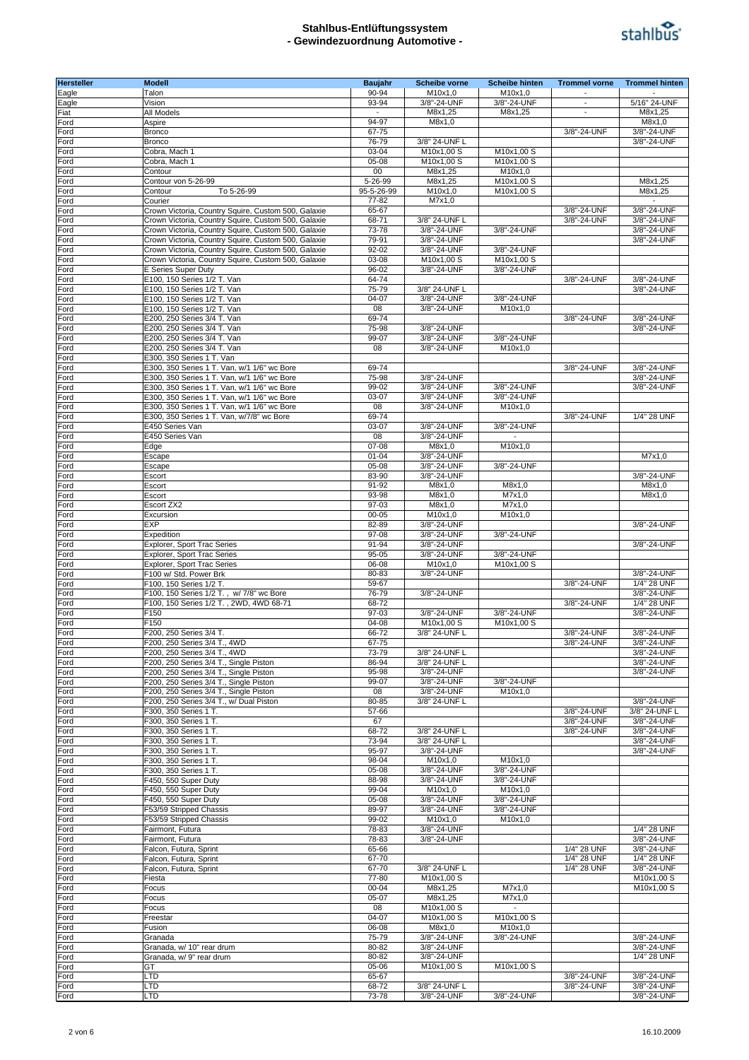# Stahlbus-Entlüftungssystem
# - Gewindezuordnung Automotive -

| Hersteller | Modell | Baujahr | Scheibe vorne | Scheibe hinten | Trommel vorne | Trommel hinten |
|---|---|---|---|---|---|---|
| Eagle | Talon | 90-94 | M10x1,0 | M10x1,0 | - | - |
| Eagle | Vision | 93-94 | 3/8"-24-UNF | 3/8"-24-UNF | - | 5/16" 24-UNF |
| Fiat | All Models | - | M8x1,25 | M8x1,25 | - | M8x1,25 |
| Ford | Aspire | 94-97 | M8x1,0 | | | M8x1,0 |
| Ford | Bronco | 67-75 | | | 3/8"-24-UNF | 3/8"-24-UNF |
| Ford | Bronco | 76-79 | 3/8" 24-UNF L | | | 3/8"-24-UNF |
| Ford | Cobra, Mach 1 | 03-04 | M10x1,00 S | M10x1,00 S | | |
| Ford | Cobra, Mach 1 | 05-08 | M10x1,00 S | M10x1,00 S | | |
| Ford | Contour | 00 | M8x1,25 | M10x1,0 | | |
| Ford | Contour von 5-26-99 | 5-26-99 | M8x1,25 | M10x1,00 S | | M8x1,25 |
| Ford | Contour To 5-26-99 | 95-5-26-99 | M10x1,0 | M10x1,00 S | | M8x1,25 |
| Ford | Courier | 77-82 | M7x1,0 | | | - |
| Ford | Crown Victoria, Country Squire, Custom 500, Galaxie | 65-67 | | | 3/8"-24-UNF | 3/8"-24-UNF |
| Ford | Crown Victoria, Country Squire, Custom 500, Galaxie | 68-71 | 3/8" 24-UNF L | | 3/8"-24-UNF | 3/8"-24-UNF |
| Ford | Crown Victoria, Country Squire, Custom 500, Galaxie | 73-78 | 3/8"-24-UNF | 3/8"-24-UNF | | 3/8"-24-UNF |
| Ford | Crown Victoria, Country Squire, Custom 500, Galaxie | 79-91 | 3/8"-24-UNF | | | 3/8"-24-UNF |
| Ford | Crown Victoria, Country Squire, Custom 500, Galaxie | 92-02 | 3/8"-24-UNF | 3/8"-24-UNF | | |
| Ford | Crown Victoria, Country Squire, Custom 500, Galaxie | 03-08 | M10x1,00 S | M10x1,00 S | | |
| Ford | E Series Super Duty | 96-02 | 3/8"-24-UNF | 3/8"-24-UNF | | |
| Ford | E100, 150 Series 1/2 T. Van | 64-74 | | | 3/8"-24-UNF | 3/8"-24-UNF |
| Ford | E100, 150 Series 1/2 T. Van | 75-79 | 3/8" 24-UNF L | | | 3/8"-24-UNF |
| Ford | E100, 150 Series 1/2 T. Van | 04-07 | 3/8"-24-UNF | 3/8"-24-UNF | | |
| Ford | E100, 150 Series 1/2 T. Van | 08 | 3/8"-24-UNF | M10x1,0 | | |
| Ford | E200, 250 Series 3/4 T. Van | 69-74 | | | 3/8"-24-UNF | 3/8"-24-UNF |
| Ford | E200, 250 Series 3/4 T. Van | 75-98 | 3/8"-24-UNF | | | 3/8"-24-UNF |
| Ford | E200, 250 Series 3/4 T. Van | 99-07 | 3/8"-24-UNF | 3/8"-24-UNF | | |
| Ford | E200, 250 Series 3/4 T. Van | 08 | 3/8"-24-UNF | M10x1,0 | | |
| Ford | E300, 350 Series 1 T. Van | | | | | |
| Ford | E300, 350 Series 1 T. Van, w/1 1/6" wc Bore | 69-74 | | | 3/8"-24-UNF | 3/8"-24-UNF |
| Ford | E300, 350 Series 1 T. Van, w/1 1/6" wc Bore | 75-98 | 3/8"-24-UNF | | | 3/8"-24-UNF |
| Ford | E300, 350 Series 1 T. Van, w/1 1/6" wc Bore | 99-02 | 3/8"-24-UNF | 3/8"-24-UNF | | 3/8"-24-UNF |
| Ford | E300, 350 Series 1 T. Van, w/1 1/6" wc Bore | 03-07 | 3/8"-24-UNF | 3/8"-24-UNF | | |
| Ford | E300, 350 Series 1 T. Van, w/1 1/6" wc Bore | 08 | 3/8"-24-UNF | M10x1,0 | | |
| Ford | E300, 350 Series 1 T. Van, w/7/8" wc Bore | 69-74 | | | 3/8"-24-UNF | 1/4" 28 UNF |
| Ford | E450 Series Van | 03-07 | 3/8"-24-UNF | 3/8"-24-UNF | | |
| Ford | E450 Series Van | 08 | 3/8"-24-UNF | - | | |
| Ford | Edge | 07-08 | M8x1,0 | M10x1,0 | | |
| Ford | Escape | 01-04 | 3/8"-24-UNF | | | M7x1,0 |
| Ford | Escape | 05-08 | 3/8"-24-UNF | 3/8"-24-UNF | | |
| Ford | Escort | 83-90 | 3/8"-24-UNF | | | 3/8"-24-UNF |
| Ford | Escort | 91-92 | M8x1,0 | M8x1,0 | | M8x1,0 |
| Ford | Escort | 93-98 | M8x1,0 | M7x1,0 | | M8x1,0 |
| Ford | Escort ZX2 | 97-03 | M8x1,0 | M7x1,0 | | |
| Ford | Excursion | 00-05 | M10x1,0 | M10x1,0 | | |
| Ford | EXP | 82-89 | 3/8"-24-UNF | | | 3/8"-24-UNF |
| Ford | Expedition | 97-08 | 3/8"-24-UNF | 3/8"-24-UNF | | |
| Ford | Explorer, Sport Trac Series | 91-94 | 3/8"-24-UNF | | | 3/8"-24-UNF |
| Ford | Explorer, Sport Trac Series | 95-05 | 3/8"-24-UNF | 3/8"-24-UNF | | |
| Ford | Explorer, Sport Trac Series | 06-08 | M10x1,0 | M10x1,00 S | | |
| Ford | F100 w/ Std. Power Brk | 80-83 | 3/8"-24-UNF | | | 3/8"-24-UNF |
| Ford | F100, 150 Series 1/2 T. | 59-67 | | | 3/8"-24-UNF | 1/4" 28 UNF |
| Ford | F100, 150 Series 1/2 T. , w/ 7/8" wc Bore | 76-79 | 3/8"-24-UNF | | | 3/8"-24-UNF |
| Ford | F100, 150 Series 1/2 T. , 2WD, 4WD 68-71 | 68-72 | | | 3/8"-24-UNF | 1/4" 28 UNF |
| Ford | F150 | 97-03 | 3/8"-24-UNF | 3/8"-24-UNF | | 3/8"-24-UNF |
| Ford | F150 | 04-08 | M10x1,00 S | M10x1,00 S | | |
| Ford | F200, 250 Series 3/4 T. | 66-72 | 3/8" 24-UNF L | | 3/8"-24-UNF | 3/8"-24-UNF |
| Ford | F200, 250 Series 3/4 T., 4WD | 67-75 | | | 3/8"-24-UNF | 3/8"-24-UNF |
| Ford | F200, 250 Series 3/4 T., 4WD | 73-79 | 3/8" 24-UNF L | | | 3/8"-24-UNF |
| Ford | F200, 250 Series 3/4 T., Single Piston | 86-94 | 3/8" 24-UNF L | | | 3/8"-24-UNF |
| Ford | F200, 250 Series 3/4 T., Single Piston | 95-98 | 3/8"-24-UNF | | | 3/8"-24-UNF |
| Ford | F200, 250 Series 3/4 T., Single Piston | 99-07 | 3/8"-24-UNF | 3/8"-24-UNF | | |
| Ford | F200, 250 Series 3/4 T., Single Piston | 08 | 3/8"-24-UNF | M10x1,0 | | |
| Ford | F200, 250 Series 3/4 T., w/ Dual Piston | 80-85 | 3/8" 24-UNF L | | | 3/8"-24-UNF |
| Ford | F300, 350 Series 1 T. | 57-66 | | | 3/8"-24-UNF | 3/8" 24-UNF L |
| Ford | F300, 350 Series 1 T. | 67 | | | 3/8"-24-UNF | 3/8"-24-UNF |
| Ford | F300, 350 Series 1 T. | 68-72 | 3/8" 24-UNF L | | 3/8"-24-UNF | 3/8"-24-UNF |
| Ford | F300, 350 Series 1 T. | 73-94 | 3/8" 24-UNF L | | | 3/8"-24-UNF |
| Ford | F300, 350 Series 1 T. | 95-97 | 3/8"-24-UNF | | | 3/8"-24-UNF |
| Ford | F300, 350 Series 1 T. | 98-04 | M10x1,0 | M10x1,0 | | |
| Ford | F300, 350 Series 1 T. | 05-08 | 3/8"-24-UNF | 3/8"-24-UNF | | |
| Ford | F450, 550 Super Duty | 88-98 | 3/8"-24-UNF | 3/8"-24-UNF | | |
| Ford | F450, 550 Super Duty | 99-04 | M10x1,0 | M10x1,0 | | |
| Ford | F450, 550 Super Duty | 05-08 | 3/8"-24-UNF | 3/8"-24-UNF | | |
| Ford | F53/59 Stripped Chassis | 89-97 | 3/8"-24-UNF | 3/8"-24-UNF | | |
| Ford | F53/59 Stripped Chassis | 99-02 | M10x1,0 | M10x1,0 | | |
| Ford | Fairmont, Futura | 78-83 | 3/8"-24-UNF | | | 1/4" 28 UNF |
| Ford | Fairmont, Futura | 78-83 | 3/8"-24-UNF | | | 3/8"-24-UNF |
| Ford | Falcon, Futura, Sprint | 65-66 | | | 1/4" 28 UNF | 3/8"-24-UNF |
| Ford | Falcon, Futura, Sprint | 67-70 | | | 1/4" 28 UNF | 1/4" 28 UNF |
| Ford | Falcon, Futura, Sprint | 67-70 | 3/8" 24-UNF L | | 1/4" 28 UNF | 3/8"-24-UNF |
| Ford | Fiesta | 77-80 | M10x1,00 S | | | M10x1,00 S |
| Ford | Focus | 00-04 | M8x1,25 | M7x1,0 | | M10x1,00 S |
| Ford | Focus | 05-07 | M8x1,25 | M7x1,0 | | |
| Ford | Focus | 08 | M10x1,00 S | - | | |
| Ford | Freestar | 04-07 | M10x1,00 S | M10x1,00 S | | |
| Ford | Fusion | 06-08 | M8x1,0 | M10x1,0 | | |
| Ford | Granada | 75-79 | 3/8"-24-UNF | 3/8"-24-UNF | | 3/8"-24-UNF |
| Ford | Granada, w/ 10" rear drum | 80-82 | 3/8"-24-UNF | | | 3/8"-24-UNF |
| Ford | Granada, w/ 9" rear drum | 80-82 | 3/8"-24-UNF | | | 1/4" 28 UNF |
| Ford | GT | 05-06 | M10x1,00 S | M10x1,00 S | | |
| Ford | LTD | 65-67 | | | 3/8"-24-UNF | 3/8"-24-UNF |
| Ford | LTD | 68-72 | 3/8" 24-UNF L | | 3/8"-24-UNF | 3/8"-24-UNF |
| Ford | LTD | 73-78 | 3/8"-24-UNF | 3/8"-24-UNF | | 3/8"-24-UNF |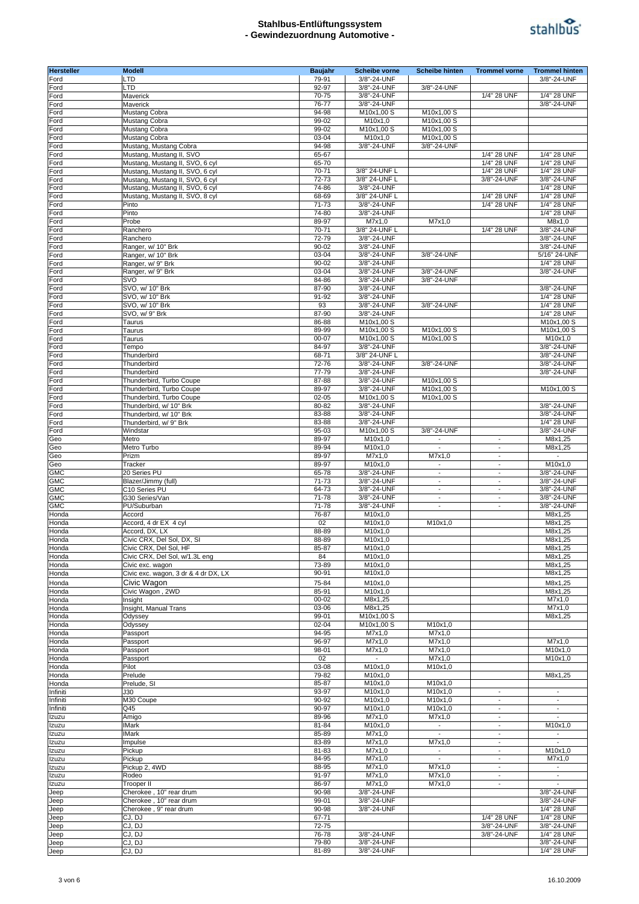# Stahlbus-Entlüftungssystem
## - Gewindezuordnung Automotive -

| Hersteller | Modell | Baujahr | Scheibe vorne | Scheibe hinten | Trommel vorne | Trommel hinten |
|---|---|---|---|---|---|---|
| Ford | LTD | 79-91 | 3/8"-24-UNF | | | 3/8"-24-UNF |
| Ford | LTD | 92-97 | 3/8"-24-UNF | 3/8"-24-UNF | | |
| Ford | Maverick | 70-75 | 3/8"-24-UNF | | 1/4" 28 UNF | 1/4" 28 UNF |
| Ford | Maverick | 76-77 | 3/8"-24-UNF | | | 3/8"-24-UNF |
| Ford | Mustang Cobra | 94-98 | M10x1,00 S | M10x1,00 S | | |
| Ford | Mustang Cobra | 99-02 | M10x1,0 | M10x1,00 S | | |
| Ford | Mustang Cobra | 99-02 | M10x1,00 S | M10x1,00 S | | |
| Ford | Mustang Cobra | 03-04 | M10x1,0 | M10x1,00 S | | |
| Ford | Mustang, Mustang Cobra | 94-98 | 3/8"-24-UNF | 3/8"-24-UNF | | |
| Ford | Mustang, Mustang II, SVO | 65-67 | | | 1/4" 28 UNF | 1/4" 28 UNF |
| Ford | Mustang, Mustang II, SVO, 6 cyl | 65-70 | | | 1/4" 28 UNF | 1/4" 28 UNF |
| Ford | Mustang, Mustang II, SVO, 6 cyl | 70-71 | 3/8" 24-UNF L | | 1/4" 28 UNF | 1/4" 28 UNF |
| Ford | Mustang, Mustang II, SVO, 6 cyl | 72-73 | 3/8" 24-UNF L | | 3/8"-24-UNF | 3/8"-24-UNF |
| Ford | Mustang, Mustang II, SVO, 6 cyl | 74-86 | 3/8"-24-UNF | | | 1/4" 28 UNF |
| Ford | Mustang, Mustang II, SVO, 8 cyl | 68-69 | 3/8" 24-UNF L | | 1/4" 28 UNF | 1/4" 28 UNF |
| Ford | Pinto | 71-73 | 3/8"-24-UNF | | 1/4" 28 UNF | 1/4" 28 UNF |
| Ford | Pinto | 74-80 | 3/8"-24-UNF | | | 1/4" 28 UNF |
| Ford | Probe | 89-97 | M7x1,0 | M7x1,0 | | M8x1,0 |
| Ford | Ranchero | 70-71 | 3/8" 24-UNF L | | 1/4" 28 UNF | 3/8"-24-UNF |
| Ford | Ranchero | 72-79 | 3/8"-24-UNF | | | 3/8"-24-UNF |
| Ford | Ranger, w/ 10" Brk | 90-02 | 3/8"-24-UNF | | | 3/8"-24-UNF |
| Ford | Ranger, w/ 10" Brk | 03-04 | 3/8"-24-UNF | 3/8"-24-UNF | | 5/16" 24-UNF |
| Ford | Ranger, w/ 9" Brk | 90-02 | 3/8"-24-UNF | | | 1/4" 28 UNF |
| Ford | Ranger, w/ 9" Brk | 03-04 | 3/8"-24-UNF | 3/8"-24-UNF | | 3/8"-24-UNF |
| Ford | SVO | 84-86 | 3/8"-24-UNF | 3/8"-24-UNF | | |
| Ford | SVO, w/ 10" Brk | 87-90 | 3/8"-24-UNF | | | 3/8"-24-UNF |
| Ford | SVO, w/ 10" Brk | 91-92 | 3/8"-24-UNF | | | 1/4" 28 UNF |
| Ford | SVO, w/ 10" Brk | 93 | 3/8"-24-UNF | 3/8"-24-UNF | | 1/4" 28 UNF |
| Ford | SVO, w/ 9" Brk | 87-90 | 3/8"-24-UNF | | | 1/4" 28 UNF |
| Ford | Taurus | 86-88 | M10x1,00 S | | | M10x1,00 S |
| Ford | Taurus | 89-99 | M10x1,00 S | M10x1,00 S | | M10x1,00 S |
| Ford | Taurus | 00-07 | M10x1,00 S | M10x1,00 S | | M10x1,0 |
| Ford | Tempo | 84-97 | 3/8"-24-UNF | | | 3/8"-24-UNF |
| Ford | Thunderbird | 68-71 | 3/8" 24-UNF L | | | 3/8"-24-UNF |
| Ford | Thunderbird | 72-76 | 3/8"-24-UNF | 3/8"-24-UNF | | 3/8"-24-UNF |
| Ford | Thunderbird | 77-79 | 3/8"-24-UNF | | | 3/8"-24-UNF |
| Ford | Thunderbird, Turbo Coupe | 87-88 | 3/8"-24-UNF | M10x1,00 S | | |
| Ford | Thunderbird, Turbo Coupe | 89-97 | 3/8"-24-UNF | M10x1,00 S | | M10x1,00 S |
| Ford | Thunderbird, Turbo Coupe | 02-05 | M10x1,00 S | M10x1,00 S | | |
| Ford | Thunderbird, w/ 10" Brk | 80-82 | 3/8"-24-UNF | | | 3/8"-24-UNF |
| Ford | Thunderbird, w/ 10" Brk | 83-88 | 3/8"-24-UNF | | | 3/8"-24-UNF |
| Ford | Thunderbird, w/ 9" Brk | 83-88 | 3/8"-24-UNF | | | 1/4" 28 UNF |
| Ford | Windstar | 95-03 | M10x1,00 S | 3/8"-24-UNF | | 3/8"-24-UNF |
| Geo | Metro | 89-97 | M10x1,0 | - | - | M8x1,25 |
| Geo | Metro Turbo | 89-94 | M10x1,0 | - | - | M8x1,25 |
| Geo | Prizm | 89-97 | M7x1,0 | M7x1,0 | - | - |
| Geo | Tracker | 89-97 | M10x1,0 | - | - | M10x1,0 |
| GMC | 20 Series PU | 65-78 | 3/8"-24-UNF | - | - | 3/8"-24-UNF |
| GMC | Blazer/Jimmy (full) | 71-73 | 3/8"-24-UNF | - | - | 3/8"-24-UNF |
| GMC | C10 Series PU | 64-73 | 3/8"-24-UNF | - | - | 3/8"-24-UNF |
| GMC | G30 Series/Van | 71-78 | 3/8"-24-UNF | - | - | 3/8"-24-UNF |
| GMC | PU/Suburban | 71-78 | 3/8"-24-UNF | - | - | 3/8"-24-UNF |
| Honda | Accord | 76-87 | M10x1,0 | | | M8x1,25 |
| Honda | Accord, 4 dr EX 4 cyl | 02 | M10x1,0 | M10x1,0 | | M8x1,25 |
| Honda | Accord, DX, LX | 88-89 | M10x1,0 | | | M8x1,25 |
| Honda | Civic CRX, Del Sol, DX, SI | 88-89 | M10x1,0 | | | M8x1,25 |
| Honda | Civic CRX, Del Sol, HF | 85-87 | M10x1,0 | | | M8x1,25 |
| Honda | Civic CRX, Del Sol, w/1.3L eng | 84 | M10x1,0 | | | M8x1,25 |
| Honda | Civic exc. wagon | 73-89 | M10x1,0 | | | M8x1,25 |
| Honda | Civic exc. wagon, 3 dr & 4 dr DX, LX | 90-91 | M10x1,0 | | | M8x1,25 |
| Honda | Civic Wagon | 75-84 | M10x1,0 | | | M8x1,25 |
| Honda | Civic Wagon , 2WD | 85-91 | M10x1,0 | | | M8x1,25 |
| Honda | Insight | 00-02 | M8x1,25 | | | M7x1,0 |
| Honda | Insight, Manual Trans | 03-06 | M8x1,25 | | | M7x1,0 |
| Honda | Odyssey | 99-01 | M10x1,00 S | | | M8x1,25 |
| Honda | Odyssey | 02-04 | M10x1,00 S | M10x1,0 | | |
| Honda | Passport | 94-95 | M7x1,0 | M7x1,0 | | |
| Honda | Passport | 96-97 | M7x1,0 | M7x1,0 | | M7x1,0 |
| Honda | Passport | 98-01 | M7x1,0 | M7x1,0 | | M10x1,0 |
| Honda | Passport | 02 | - | M7x1,0 | | M10x1,0 |
| Honda | Pilot | 03-08 | M10x1,0 | M10x1,0 | | |
| Honda | Prelude | 79-82 | M10x1,0 | | | M8x1,25 |
| Honda | Prelude, SI | 85-87 | M10x1,0 | M10x1,0 | | |
| Infiniti | J30 | 93-97 | M10x1,0 | M10x1,0 | - | - |
| Infiniti | M30 Coupe | 90-92 | M10x1,0 | M10x1,0 | - | - |
| Infiniti | Q45 | 90-97 | M10x1,0 | M10x1,0 | - | - |
| Izuzu | Amigo | 89-96 | M7x1,0 | M7x1,0 | - | - |
| Izuzu | IMark | 81-84 | M10x1,0 | - | - | M10x1,0 |
| Izuzu | IMark | 85-89 | M7x1,0 | - | - | - |
| Izuzu | Impulse | 83-89 | M7x1,0 | M7x1,0 | - | - |
| Izuzu | Pickup | 81-83 | M7x1,0 | - | - | M10x1,0 |
| Izuzu | Pickup | 84-95 | M7x1,0 | - | - | M7x1,0 |
| Izuzu | Pickup 2, 4WD | 88-95 | M7x1,0 | M7x1,0 | - | - |
| Izuzu | Rodeo | 91-97 | M7x1,0 | M7x1,0 | - | - |
| Izuzu | Trooper II | 86-97 | M7x1,0 | M7x1,0 | - | - |
| Jeep | Cherokee , 10" rear drum | 90-98 | 3/8"-24-UNF | | | 3/8"-24-UNF |
| Jeep | Cherokee , 10" rear drum | 99-01 | 3/8"-24-UNF | | | 3/8"-24-UNF |
| Jeep | Cherokee , 9" rear drum | 90-98 | 3/8"-24-UNF | | | 1/4" 28 UNF |
| Jeep | CJ, DJ | 67-71 | | | 1/4" 28 UNF | 1/4" 28 UNF |
| Jeep | CJ, DJ | 72-75 | | | 3/8"-24-UNF | 3/8"-24-UNF |
| Jeep | CJ, DJ | 76-78 | 3/8"-24-UNF | | 3/8"-24-UNF | 1/4" 28 UNF |
| Jeep | CJ, DJ | 79-80 | 3/8"-24-UNF | | | 3/8"-24-UNF |
| Jeep | CJ, DJ | 81-89 | 3/8"-24-UNF | | | 1/4" 28 UNF |

16.10.2009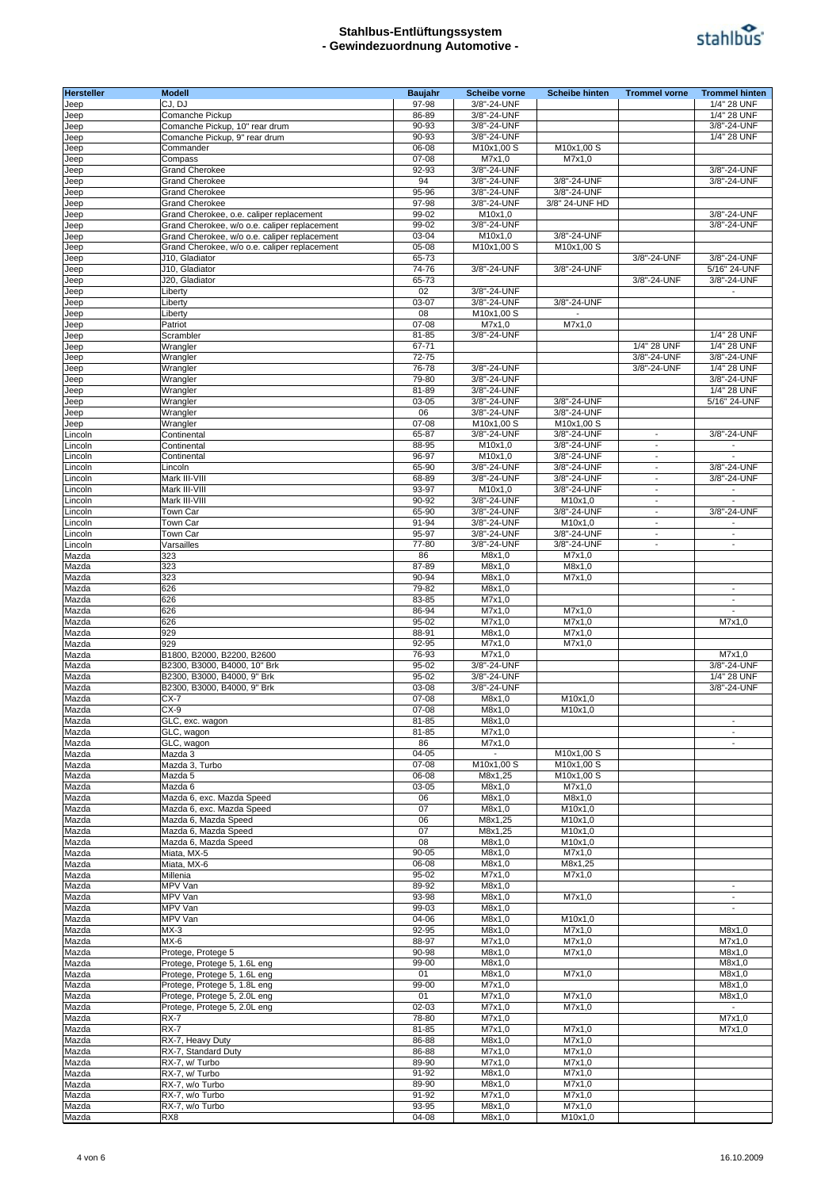# Stahlbus-Entlüftungssystem
# - Gewindezuordnung Automotive -

| Hersteller | Modell | Baujahr | Scheibe vorne | Scheibe hinten | Trommel vorne | Trommel hinten |
|---|---|---|---|---|---|---|
| Jeep | CJ, DJ | 97-98 | 3/8"-24-UNF | | | 1/4" 28 UNF |
| Jeep | Comanche Pickup | 86-89 | 3/8"-24-UNF | | | 1/4" 28 UNF |
| Jeep | Comanche Pickup, 10" rear drum | 90-93 | 3/8"-24-UNF | | | 3/8"-24-UNF |
| Jeep | Comanche Pickup, 9" rear drum | 90-93 | 3/8"-24-UNF | | | 1/4" 28 UNF |
| Jeep | Commander | 06-08 | M10x1,00 S | M10x1,00 S | | |
| Jeep | Compass | 07-08 | M7x1,0 | M7x1,0 | | |
| Jeep | Grand Cherokee | 92-93 | 3/8"-24-UNF | | | 3/8"-24-UNF |
| Jeep | Grand Cherokee | 94 | 3/8"-24-UNF | 3/8"-24-UNF | | 3/8"-24-UNF |
| Jeep | Grand Cherokee | 95-96 | 3/8"-24-UNF | 3/8"-24-UNF | | |
| Jeep | Grand Cherokee | 97-98 | 3/8"-24-UNF | 3/8" 24-UNF HD | | |
| Jeep | Grand Cherokee, o.e. caliper replacement | 99-02 | M10x1,0 | | | 3/8"-24-UNF |
| Jeep | Grand Cherokee, w/o o.e. caliper replacement | 99-02 | 3/8"-24-UNF | | | 3/8"-24-UNF |
| Jeep | Grand Cherokee, w/o o.e. caliper replacement | 03-04 | M10x1,0 | 3/8"-24-UNF | | |
| Jeep | Grand Cherokee, w/o o.e. caliper replacement | 05-08 | M10x1,00 S | M10x1,00 S | | |
| Jeep | J10, Gladiator | 65-73 | | | 3/8"-24-UNF | 3/8"-24-UNF |
| Jeep | J10, Gladiator | 74-76 | 3/8"-24-UNF | 3/8"-24-UNF | | 5/16" 24-UNF |
| Jeep | J20, Gladiator | 65-73 | | | 3/8"-24-UNF | 3/8"-24-UNF |
| Jeep | Liberty | 02 | 3/8"-24-UNF | | | - |
| Jeep | Liberty | 03-07 | 3/8"-24-UNF | 3/8"-24-UNF | | |
| Jeep | Liberty | 08 | M10x1,00 S | - | | |
| Jeep | Patriot | 07-08 | M7x1,0 | M7x1,0 | | |
| Jeep | Scrambler | 81-85 | 3/8"-24-UNF | | | 1/4" 28 UNF |
| Jeep | Wrangler | 67-71 | | | 1/4" 28 UNF | 1/4" 28 UNF |
| Jeep | Wrangler | 72-75 | | | 3/8"-24-UNF | 3/8"-24-UNF |
| Jeep | Wrangler | 76-78 | 3/8"-24-UNF | | 3/8"-24-UNF | 1/4" 28 UNF |
| Jeep | Wrangler | 79-80 | 3/8"-24-UNF | | | 3/8"-24-UNF |
| Jeep | Wrangler | 81-89 | 3/8"-24-UNF | | | 1/4" 28 UNF |
| Jeep | Wrangler | 03-05 | 3/8"-24-UNF | 3/8"-24-UNF | | 5/16" 24-UNF |
| Jeep | Wrangler | 06 | 3/8"-24-UNF | 3/8"-24-UNF | | |
| Jeep | Wrangler | 07-08 | M10x1,00 S | M10x1,00 S | | |
| Lincoln | Continental | 65-87 | 3/8"-24-UNF | 3/8"-24-UNF | - | 3/8"-24-UNF |
| Lincoln | Continental | 88-95 | M10x1,0 | 3/8"-24-UNF | - | - |
| Lincoln | Continental | 96-97 | M10x1,0 | 3/8"-24-UNF | - | - |
| Lincoln | Lincoln | 65-90 | 3/8"-24-UNF | 3/8"-24-UNF | - | 3/8"-24-UNF |
| Lincoln | Mark III-VIII | 68-89 | 3/8"-24-UNF | 3/8"-24-UNF | - | 3/8"-24-UNF |
| Lincoln | Mark III-VIII | 93-97 | M10x1,0 | 3/8"-24-UNF | - | - |
| Lincoln | Mark III-VIII | 90-92 | 3/8"-24-UNF | M10x1,0 | - | - |
| Lincoln | Town Car | 65-90 | 3/8"-24-UNF | 3/8"-24-UNF | - | 3/8"-24-UNF |
| Lincoln | Town Car | 91-94 | 3/8"-24-UNF | M10x1,0 | - | - |
| Lincoln | Town Car | 95-97 | 3/8"-24-UNF | 3/8"-24-UNF | - | - |
| Lincoln | Varsailles | 77-80 | 3/8"-24-UNF | 3/8"-24-UNF | - | - |
| Mazda | 323 | 86 | M8x1,0 | M7x1,0 | | |
| Mazda | 323 | 87-89 | M8x1,0 | M8x1,0 | | |
| Mazda | 323 | 90-94 | M8x1,0 | M7x1,0 | | |
| Mazda | 626 | 79-82 | M8x1,0 | | | - |
| Mazda | 626 | 83-85 | M7x1,0 | | | - |
| Mazda | 626 | 86-94 | M7x1,0 | M7x1,0 | | - |
| Mazda | 626 | 95-02 | M7x1,0 | M7x1,0 | | M7x1,0 |
| Mazda | 929 | 88-91 | M8x1,0 | M7x1,0 | | |
| Mazda | 929 | 92-95 | M7x1,0 | M7x1,0 | | |
| Mazda | B1800, B2000, B2200, B2600 | 76-93 | M7x1,0 | | | M7x1,0 |
| Mazda | B2300, B3000, B4000, 10" Brk | 95-02 | 3/8"-24-UNF | | | 3/8"-24-UNF |
| Mazda | B2300, B3000, B4000, 9" Brk | 95-02 | 3/8"-24-UNF | | | 1/4" 28 UNF |
| Mazda | B2300, B3000, B4000, 9" Brk | 03-08 | 3/8"-24-UNF | | | 3/8"-24-UNF |
| Mazda | CX-7 | 07-08 | M8x1,0 | M10x1,0 | | |
| Mazda | CX-9 | 07-08 | M8x1,0 | M10x1,0 | | |
| Mazda | GLC, exc. wagon | 81-85 | M8x1,0 | | | - |
| Mazda | GLC, wagon | 81-85 | M7x1,0 | | | - |
| Mazda | GLC, wagon | 86 | M7x1,0 | | | - |
| Mazda | Mazda 3 | 04-05 | - | M10x1,00 S | | |
| Mazda | Mazda 3, Turbo | 07-08 | M10x1,00 S | M10x1,00 S | | |
| Mazda | Mazda 5 | 06-08 | M8x1,25 | M10x1,00 S | | |
| Mazda | Mazda 6 | 03-05 | M8x1,0 | M7x1,0 | | |
| Mazda | Mazda 6, exc. Mazda Speed | 06 | M8x1,0 | M8x1,0 | | |
| Mazda | Mazda 6, exc. Mazda Speed | 07 | M8x1,0 | M10x1,0 | | |
| Mazda | Mazda 6, Mazda Speed | 06 | M8x1,25 | M10x1,0 | | |
| Mazda | Mazda 6, Mazda Speed | 07 | M8x1,25 | M10x1,0 | | |
| Mazda | Mazda 6, Mazda Speed | 08 | M8x1,0 | M10x1,0 | | |
| Mazda | Miata, MX-5 | 90-05 | M8x1,0 | M7x1,0 | | |
| Mazda | Miata, MX-6 | 06-08 | M8x1,0 | M8x1,25 | | |
| Mazda | Millenia | 95-02 | M7x1,0 | M7x1,0 | | |
| Mazda | MPV Van | 89-92 | M8x1,0 | | | - |
| Mazda | MPV Van | 93-98 | M8x1,0 | M7x1,0 | | - |
| Mazda | MPV Van | 99-03 | M8x1,0 | | | - |
| Mazda | MPV Van | 04-06 | M8x1,0 | M10x1,0 | | |
| Mazda | MX-3 | 92-95 | M8x1,0 | M7x1,0 | | M8x1,0 |
| Mazda | MX-6 | 88-97 | M7x1,0 | M7x1,0 | | M7x1,0 |
| Mazda | Protege, Protege 5 | 90-98 | M8x1,0 | M7x1,0 | | M8x1,0 |
| Mazda | Protege, Protege 5, 1.6L eng | 99-00 | M8x1,0 | | | M8x1,0 |
| Mazda | Protege, Protege 5, 1.6L eng | 01 | M8x1,0 | M7x1,0 | | M8x1,0 |
| Mazda | Protege, Protege 5, 1.8L eng | 99-00 | M7x1,0 | | | M8x1,0 |
| Mazda | Protege, Protege 5, 2.0L eng | 01 | M7x1,0 | M7x1,0 | | M8x1,0 |
| Mazda | Protege, Protege 5, 2.0L eng | 02-03 | M7x1,0 | M7x1,0 | | - |
| Mazda | RX-7 | 78-80 | M7x1,0 | | | M7x1,0 |
| Mazda | RX-7 | 81-85 | M7x1,0 | M7x1,0 | | M7x1,0 |
| Mazda | RX-7, Heavy Duty | 86-88 | M8x1,0 | M7x1,0 | | |
| Mazda | RX-7, Standard Duty | 86-88 | M7x1,0 | M7x1,0 | | |
| Mazda | RX-7, w/ Turbo | 89-90 | M7x1,0 | M7x1,0 | | |
| Mazda | RX-7, w/ Turbo | 91-92 | M8x1,0 | M7x1,0 | | |
| Mazda | RX-7, w/o Turbo | 89-90 | M8x1,0 | M7x1,0 | | |
| Mazda | RX-7, w/o Turbo | 91-92 | M7x1,0 | M7x1,0 | | |
| Mazda | RX-7, w/o Turbo | 93-95 | M8x1,0 | M7x1,0 | | |
| Mazda | RX8 | 04-08 | M8x1,0 | M10x1,0 | | |

16.10.2009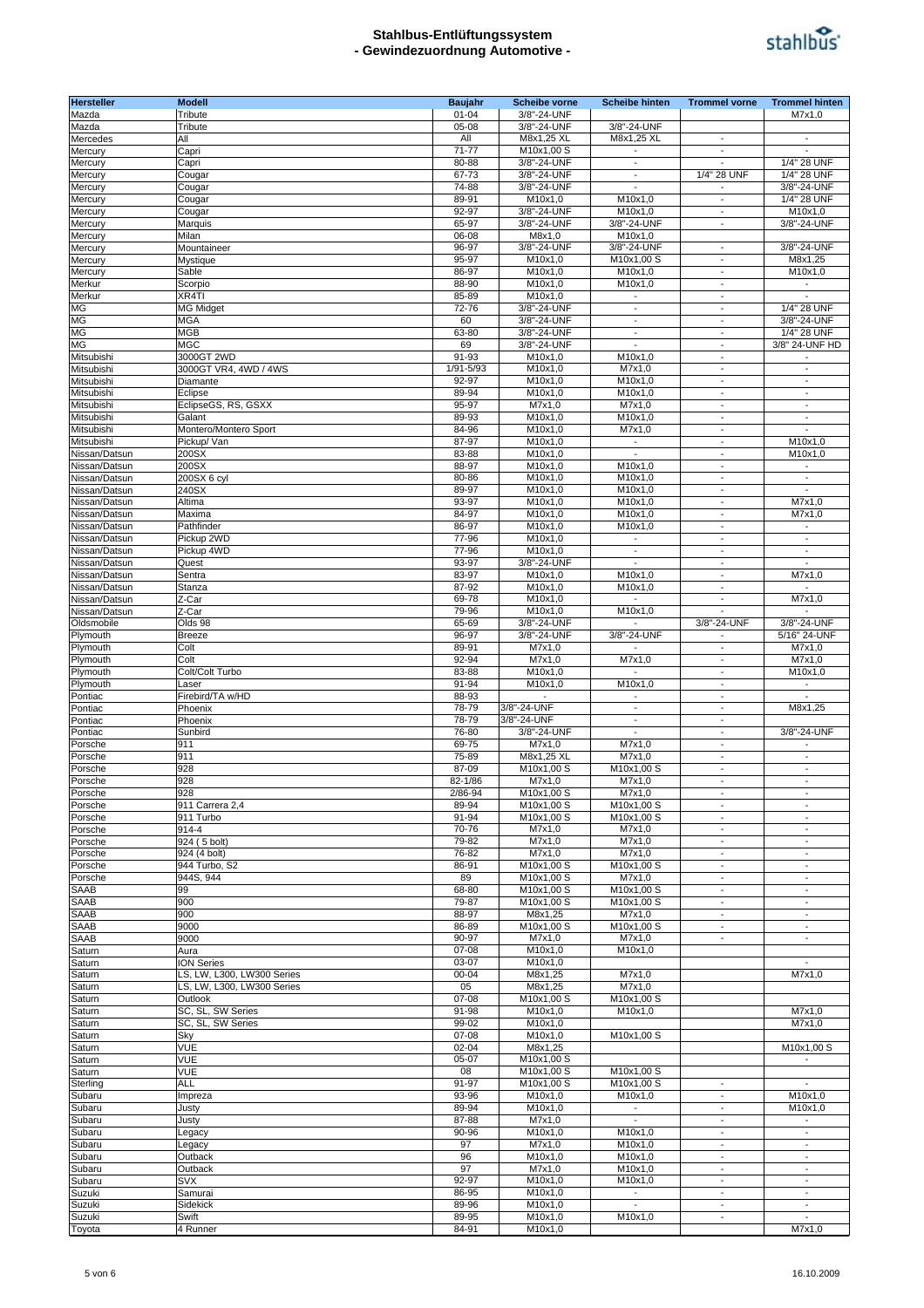# Stahlbus-Entlüftungssystem
# - Gewindezuordnung Automotive -

| Hersteller | Modell | Baujahr | Scheibe vorne | Scheibe hinten | Trommel vorne | Trommel hinten |
|---|---|---|---|---|---|---|
| Mazda | Tribute | 01-04 | 3/8"-24-UNF | | | M7x1,0 |
| Mazda | Tribute | 05-08 | 3/8"-24-UNF | 3/8"-24-UNF | | |
| Mercedes | All | All | M8x1,25 XL | M8x1,25 XL | - | - |
| Mercury | Capri | 71-77 | M10x1,00 S | - | - | - |
| Mercury | Capri | 80-88 | 3/8"-24-UNF | - | - | 1/4" 28 UNF |
| Mercury | Cougar | 67-73 | 3/8"-24-UNF | - | 1/4" 28 UNF | 1/4" 28 UNF |
| Mercury | Cougar | 74-88 | 3/8"-24-UNF | - | - | 3/8"-24-UNF |
| Mercury | Cougar | 89-91 | M10x1,0 | M10x1,0 | - | 1/4" 28 UNF |
| Mercury | Cougar | 92-97 | 3/8"-24-UNF | M10x1,0 | - | M10x1,0 |
| Mercury | Marquis | 65-97 | 3/8"-24-UNF | 3/8"-24-UNF | - | 3/8"-24-UNF |
| Mercury | Milan | 06-08 | M8x1,0 | M10x1,0 | | |
| Mercury | Mountaineer | 96-97 | 3/8"-24-UNF | 3/8"-24-UNF | - | 3/8"-24-UNF |
| Mercury | Mystique | 95-97 | M10x1,0 | M10x1,00 S | - | M8x1,25 |
| Mercury | Sable | 86-97 | M10x1,0 | M10x1,0 | - | M10x1,0 |
| Merkur | Scorpio | 88-90 | M10x1,0 | M10x1,0 | - | - |
| Merkur | XR4TI | 85-89 | M10x1,0 | - | - | - |
| MG | MG Midget | 72-76 | 3/8"-24-UNF | - | - | 1/4" 28 UNF |
| MG | MGA | 60 | 3/8"-24-UNF | - | - | 3/8"-24-UNF |
| MG | MGB | 63-80 | 3/8"-24-UNF | - | - | 1/4" 28 UNF |
| MG | MGC | 69 | 3/8"-24-UNF | - | - | 3/8" 24-UNF HD |
| Mitsubishi | 3000GT 2WD | 91-93 | M10x1,0 | M10x1,0 | - | - |
| Mitsubishi | 3000GT VR4, 4WD / 4WS | 1/91-5/93 | M10x1,0 | M7x1,0 | - | - |
| Mitsubishi | Diamante | 92-97 | M10x1,0 | M10x1,0 | - | - |
| Mitsubishi | Eclipse | 89-94 | M10x1,0 | M10x1,0 | - | - |
| Mitsubishi | EclipseGS, RS, GSXX | 95-97 | M7x1,0 | M7x1,0 | - | - |
| Mitsubishi | Galant | 89-93 | M10x1,0 | M10x1,0 | - | - |
| Mitsubishi | Montero/Montero Sport | 84-96 | M10x1,0 | M7x1,0 | - | - |
| Mitsubishi | Pickup/ Van | 87-97 | M10x1,0 | - | - | M10x1,0 |
| Nissan/Datsun | 200SX | 83-88 | M10x1,0 | - | - | M10x1,0 |
| Nissan/Datsun | 200SX | 88-97 | M10x1,0 | M10x1,0 | - | - |
| Nissan/Datsun | 200SX 6 cyl | 80-86 | M10x1,0 | M10x1,0 | - | - |
| Nissan/Datsun | 240SX | 89-97 | M10x1,0 | M10x1,0 | - | - |
| Nissan/Datsun | Altima | 93-97 | M10x1,0 | M10x1,0 | - | M7x1,0 |
| Nissan/Datsun | Maxima | 84-97 | M10x1,0 | M10x1,0 | - | M7x1,0 |
| Nissan/Datsun | Pathfinder | 86-97 | M10x1,0 | M10x1,0 | - | - |
| Nissan/Datsun | Pickup 2WD | 77-96 | M10x1,0 | - | - | - |
| Nissan/Datsun | Pickup 4WD | 77-96 | M10x1,0 | - | - | - |
| Nissan/Datsun | Quest | 93-97 | 3/8"-24-UNF | - | - | - |
| Nissan/Datsun | Sentra | 83-97 | M10x1,0 | M10x1,0 | - | M7x1,0 |
| Nissan/Datsun | Stanza | 87-92 | M10x1,0 | M10x1,0 | - | - |
| Nissan/Datsun | Z-Car | 69-78 | M10x1,0 | - | - | M7x1,0 |
| Nissan/Datsun | Z-Car | 79-96 | M10x1,0 | M10x1,0 | - | - |
| Oldsmobile | Olds 98 | 65-69 | 3/8"-24-UNF | - | 3/8"-24-UNF | 3/8"-24-UNF |
| Plymouth | Breeze | 96-97 | 3/8"-24-UNF | 3/8"-24-UNF | - | 5/16" 24-UNF |
| Plymouth | Colt | 89-91 | M7x1,0 | - | - | M7x1,0 |
| Plymouth | Colt | 92-94 | M7x1,0 | M7x1,0 | - | M7x1,0 |
| Plymouth | Colt/Colt Turbo | 83-88 | M10x1,0 | - | - | M10x1,0 |
| Plymouth | Laser | 91-94 | M10x1,0 | M10x1,0 | - | - |
| Pontiac | Firebird/TA w/HD | 88-93 | - | - | - | - |
| Pontiac | Phoenix | 78-79 | 3/8"-24-UNF | - | - | M8x1,25 |
| Pontiac | Phoenix | 78-79 | 3/8"-24-UNF | - | - | |
| Pontiac | Sunbird | 76-80 | 3/8"-24-UNF | - | - | 3/8"-24-UNF |
| Porsche | 911 | 69-75 | M7x1,0 | M7x1,0 | - | - |
| Porsche | 911 | 75-89 | M8x1,25 XL | M7x1,0 | - | - |
| Porsche | 928 | 87-09 | M10x1,00 S | M10x1,00 S | - | - |
| Porsche | 928 | 82-1/86 | M7x1,0 | M7x1,0 | - | - |
| Porsche | 928 | 2/86-94 | M10x1,00 S | M7x1,0 | - | - |
| Porsche | 911 Carrera 2,4 | 89-94 | M10x1,00 S | M10x1,00 S | - | - |
| Porsche | 911 Turbo | 91-94 | M10x1,00 S | M10x1,00 S | - | - |
| Porsche | 914-4 | 70-76 | M7x1,0 | M7x1,0 | - | - |
| Porsche | 924 ( 5 bolt) | 79-82 | M7x1,0 | M7x1,0 | - | - |
| Porsche | 924 (4 bolt) | 76-82 | M7x1,0 | M7x1,0 | - | - |
| Porsche | 944 Turbo, S2 | 86-91 | M10x1,00 S | M10x1,00 S | - | - |
| Porsche | 944S, 944 | 89 | M10x1,00 S | M7x1,0 | - | - |
| SAAB | 99 | 68-80 | M10x1,00 S | M10x1,00 S | - | - |
| SAAB | 900 | 79-87 | M10x1,00 S | M10x1,00 S | - | - |
| SAAB | 900 | 88-97 | M8x1,25 | M7x1,0 | - | - |
| SAAB | 9000 | 86-89 | M10x1,00 S | M10x1,00 S | - | - |
| SAAB | 9000 | 90-97 | M7x1,0 | M7x1,0 | - | - |
| Saturn | Aura | 07-08 | M10x1,0 | M10x1,0 | | |
| Saturn | ION Series | 03-07 | M10x1,0 | | | - |
| Saturn | LS, LW, L300, LW300 Series | 00-04 | M8x1,25 | M7x1,0 | | M7x1,0 |
| Saturn | LS, LW, L300, LW300 Series | 05 | M8x1,25 | M7x1,0 | | |
| Saturn | Outlook | 07-08 | M10x1,00 S | M10x1,00 S | | |
| Saturn | SC, SL, SW Series | 91-98 | M10x1,0 | M10x1,0 | | M7x1,0 |
| Saturn | SC, SL, SW Series | 99-02 | M10x1,0 | | | M7x1,0 |
| Saturn | Sky | 07-08 | M10x1,0 | M10x1,00 S | | |
| Saturn | VUE | 02-04 | M8x1,25 | | | M10x1,00 S |
| Saturn | VUE | 05-07 | M10x1,00 S | | | - |
| Saturn | VUE | 08 | M10x1,00 S | M10x1,00 S | | |
| Sterling | ALL | 91-97 | M10x1,00 S | M10x1,00 S | - | - |
| Subaru | Impreza | 93-96 | M10x1,0 | M10x1,0 | - | M10x1,0 |
| Subaru | Justy | 89-94 | M10x1,0 | - | - | M10x1,0 |
| Subaru | Justy | 87-88 | M7x1,0 | - | - | - |
| Subaru | Legacy | 90-96 | M10x1,0 | M10x1,0 | - | - |
| Subaru | Legacy | 97 | M7x1,0 | M10x1,0 | - | - |
| Subaru | Outback | 96 | M10x1,0 | M10x1,0 | - | - |
| Subaru | Outback | 97 | M7x1,0 | M10x1,0 | - | - |
| Subaru | SVX | 92-97 | M10x1,0 | M10x1,0 | - | - |
| Suzuki | Samurai | 86-95 | M10x1,0 | - | - | - |
| Suzuki | Sidekick | 89-96 | M10x1,0 | - | - | - |
| Suzuki | Swift | 89-95 | M10x1,0 | M10x1,0 | - | - |
| Toyota | 4 Runner | 84-91 | M10x1,0 | | | M7x1,0 |

16.10.2009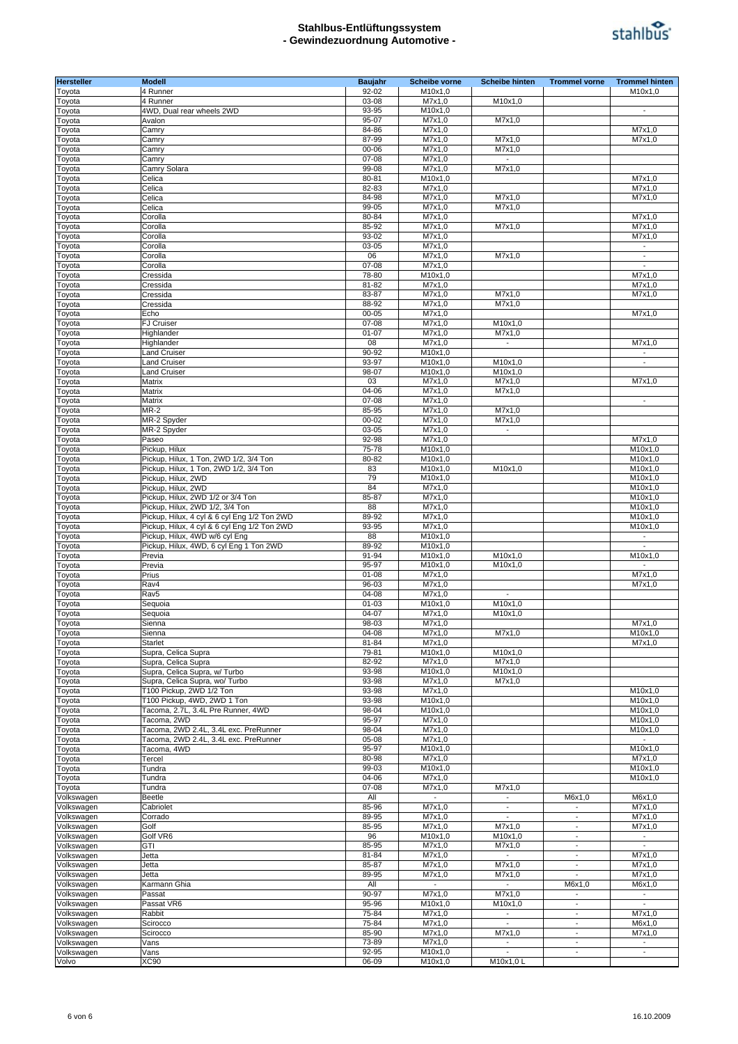# Stahlbus-Entlüftungssystem
# - Gewindezuordnung Automotive -

| Hersteller | Modell | Baujahr | Scheibe vorne | Scheibe hinten | Trommel vorne | Trommel hinten |
|---|---|---|---|---|---|---|
| Toyota | 4 Runner | 92-02 | M10x1,0 | | | M10x1,0 |
| Toyota | 4 Runner | 03-08 | M7x1,0 | M10x1,0 | | |
| Toyota | 4WD, Dual rear wheels 2WD | 93-95 | M10x1,0 | | | - |
| Toyota | Avalon | 95-07 | M7x1,0 | M7x1,0 | | |
| Toyota | Camry | 84-86 | M7x1,0 | | | M7x1,0 |
| Toyota | Camry | 87-99 | M7x1,0 | M7x1,0 | | M7x1,0 |
| Toyota | Camry | 00-06 | M7x1,0 | M7x1,0 | | |
| Toyota | Camry | 07-08 | M7x1,0 | - | | |
| Toyota | Camry Solara | 99-08 | M7x1,0 | M7x1,0 | | |
| Toyota | Celica | 80-81 | M10x1,0 | | | M7x1,0 |
| Toyota | Celica | 82-83 | M7x1,0 | | | M7x1,0 |
| Toyota | Celica | 84-98 | M7x1,0 | M7x1,0 | | M7x1,0 |
| Toyota | Celica | 99-05 | M7x1,0 | M7x1,0 | | |
| Toyota | Corolla | 80-84 | M7x1,0 | | | M7x1,0 |
| Toyota | Corolla | 85-92 | M7x1,0 | M7x1,0 | | M7x1,0 |
| Toyota | Corolla | 93-02 | M7x1,0 | | | M7x1,0 |
| Toyota | Corolla | 03-05 | M7x1,0 | | | - |
| Toyota | Corolla | 06 | M7x1,0 | M7x1,0 | | - |
| Toyota | Corolla | 07-08 | M7x1,0 | | | - |
| Toyota | Cressida | 78-80 | M10x1,0 | | | M7x1,0 |
| Toyota | Cressida | 81-82 | M7x1,0 | | | M7x1,0 |
| Toyota | Cressida | 83-87 | M7x1,0 | M7x1,0 | | M7x1,0 |
| Toyota | Cressida | 88-92 | M7x1,0 | M7x1,0 | | |
| Toyota | Echo | 00-05 | M7x1,0 | | | M7x1,0 |
| Toyota | FJ Cruiser | 07-08 | M7x1,0 | M10x1,0 | | |
| Toyota | Highlander | 01-07 | M7x1,0 | M7x1,0 | | |
| Toyota | Highlander | 08 | M7x1,0 | - | | M7x1,0 |
| Toyota | Land Cruiser | 90-92 | M10x1,0 | | | - |
| Toyota | Land Cruiser | 93-97 | M10x1,0 | M10x1,0 | | - |
| Toyota | Land Cruiser | 98-07 | M10x1,0 | M10x1,0 | | |
| Toyota | Matrix | 03 | M7x1,0 | M7x1,0 | | M7x1,0 |
| Toyota | Matrix | 04-06 | M7x1,0 | M7x1,0 | | |
| Toyota | Matrix | 07-08 | M7x1,0 | | | - |
| Toyota | MR-2 | 85-95 | M7x1,0 | M7x1,0 | | |
| Toyota | MR-2 Spyder | 00-02 | M7x1,0 | M7x1,0 | | |
| Toyota | MR-2 Spyder | 03-05 | M7x1,0 | - | | |
| Toyota | Paseo | 92-98 | M7x1,0 | | | M7x1,0 |
| Toyota | Pickup, Hilux | 75-78 | M10x1,0 | | | M10x1,0 |
| Toyota | Pickup, Hilux, 1 Ton, 2WD 1/2, 3/4 Ton | 80-82 | M10x1,0 | | | M10x1,0 |
| Toyota | Pickup, Hilux, 1 Ton, 2WD 1/2, 3/4 Ton | 83 | M10x1,0 | M10x1,0 | | M10x1,0 |
| Toyota | Pickup, Hilux, 2WD | 79 | M10x1,0 | | | M10x1,0 |
| Toyota | Pickup, Hilux, 2WD | 84 | M7x1,0 | | | M10x1,0 |
| Toyota | Pickup, Hilux, 2WD 1/2 or 3/4 Ton | 85-87 | M7x1,0 | | | M10x1,0 |
| Toyota | Pickup, Hilux, 2WD 1/2, 3/4 Ton | 88 | M7x1,0 | | | M10x1,0 |
| Toyota | Pickup, Hilux, 4 cyl & 6 cyl Eng 1/2 Ton 2WD | 89-92 | M7x1,0 | | | M10x1,0 |
| Toyota | Pickup, Hilux, 4 cyl & 6 cyl Eng 1/2 Ton 2WD | 93-95 | M7x1,0 | | | M10x1,0 |
| Toyota | Pickup, Hilux, 4WD w/6 cyl Eng | 88 | M10x1,0 | | | - |
| Toyota | Pickup, Hilux, 4WD, 6 cyl Eng 1 Ton 2WD | 89-92 | M10x1,0 | | | - |
| Toyota | Previa | 91-94 | M10x1,0 | M10x1,0 | | M10x1,0 |
| Toyota | Previa | 95-97 | M10x1,0 | M10x1,0 | | - |
| Toyota | Prius | 01-08 | M7x1,0 | | | M7x1,0 |
| Toyota | Rav4 | 96-03 | M7x1,0 | | | M7x1,0 |
| Toyota | Rav5 | 04-08 | M7x1,0 | - | | |
| Toyota | Sequoia | 01-03 | M10x1,0 | M10x1,0 | | |
| Toyota | Sequoia | 04-07 | M7x1,0 | M10x1,0 | | |
| Toyota | Sienna | 98-03 | M7x1,0 | | | M7x1,0 |
| Toyota | Sienna | 04-08 | M7x1,0 | M7x1,0 | | M10x1,0 |
| Toyota | Starlet | 81-84 | M7x1,0 | | | M7x1,0 |
| Toyota | Supra, Celica Supra | 79-81 | M10x1,0 | M10x1,0 | | |
| Toyota | Supra, Celica Supra | 82-92 | M7x1,0 | M7x1,0 | | |
| Toyota | Supra, Celica Supra, w/ Turbo | 93-98 | M10x1,0 | M10x1,0 | | |
| Toyota | Supra, Celica Supra, wo/ Turbo | 93-98 | M7x1,0 | M7x1,0 | | |
| Toyota | T100 Pickup, 2WD 1/2 Ton | 93-98 | M7x1,0 | | | M10x1,0 |
| Toyota | T100 Pickup, 4WD, 2WD 1 Ton | 93-98 | M10x1,0 | | | M10x1,0 |
| Toyota | Tacoma, 2.7L, 3.4L Pre Runner, 4WD | 98-04 | M10x1,0 | | | M10x1,0 |
| Toyota | Tacoma, 2WD | 95-97 | M7x1,0 | | | M10x1,0 |
| Toyota | Tacoma, 2WD 2.4L, 3.4L exc. PreRunner | 98-04 | M7x1,0 | | | M10x1,0 |
| Toyota | Tacoma, 2WD 2.4L, 3.4L exc. PreRunner | 05-08 | M7x1,0 | | | - |
| Toyota | Tacoma, 4WD | 95-97 | M10x1,0 | | | M10x1,0 |
| Toyota | Tercel | 80-98 | M7x1,0 | | | M7x1,0 |
| Toyota | Tundra | 99-03 | M10x1,0 | | | M10x1,0 |
| Toyota | Tundra | 04-06 | M7x1,0 | | | M10x1,0 |
| Toyota | Tundra | 07-08 | M7x1,0 | M7x1,0 | | |
| Volkswagen | Beetle | All | - | - | M6x1,0 | M6x1,0 |
| Volkswagen | Cabriolet | 85-96 | M7x1,0 | - | - | M7x1,0 |
| Volkswagen | Corrado | 89-95 | M7x1,0 | - | - | M7x1,0 |
| Volkswagen | Golf | 85-95 | M7x1,0 | M7x1,0 | - | M7x1,0 |
| Volkswagen | Golf VR6 | 96 | M10x1,0 | M10x1,0 | - | - |
| Volkswagen | GTI | 85-95 | M7x1,0 | M7x1,0 | - | - |
| Volkswagen | Jetta | 81-84 | M7x1,0 | - | - | M7x1,0 |
| Volkswagen | Jetta | 85-87 | M7x1,0 | M7x1,0 | - | M7x1,0 |
| Volkswagen | Jetta | 89-95 | M7x1,0 | M7x1,0 | - | M7x1,0 |
| Volkswagen | Karmann Ghia | All | - | - | M6x1,0 | M6x1,0 |
| Volkswagen | Passat | 90-97 | M7x1,0 | M7x1,0 | - | - |
| Volkswagen | Passat VR6 | 95-96 | M10x1,0 | M10x1,0 | - | - |
| Volkswagen | Rabbit | 75-84 | M7x1,0 | - | - | M7x1,0 |
| Volkswagen | Scirocco | 75-84 | M7x1,0 | - | - | M6x1,0 |
| Volkswagen | Scirocco | 85-90 | M7x1,0 | M7x1,0 | - | M7x1,0 |
| Volkswagen | Vans | 73-89 | M7x1,0 | - | - | - |
| Volkswagen | Vans | 92-95 | M10x1,0 | - | - | - |
| Volvo | XC90 | 06-09 | M10x1,0 | M10x1,0 L | | |